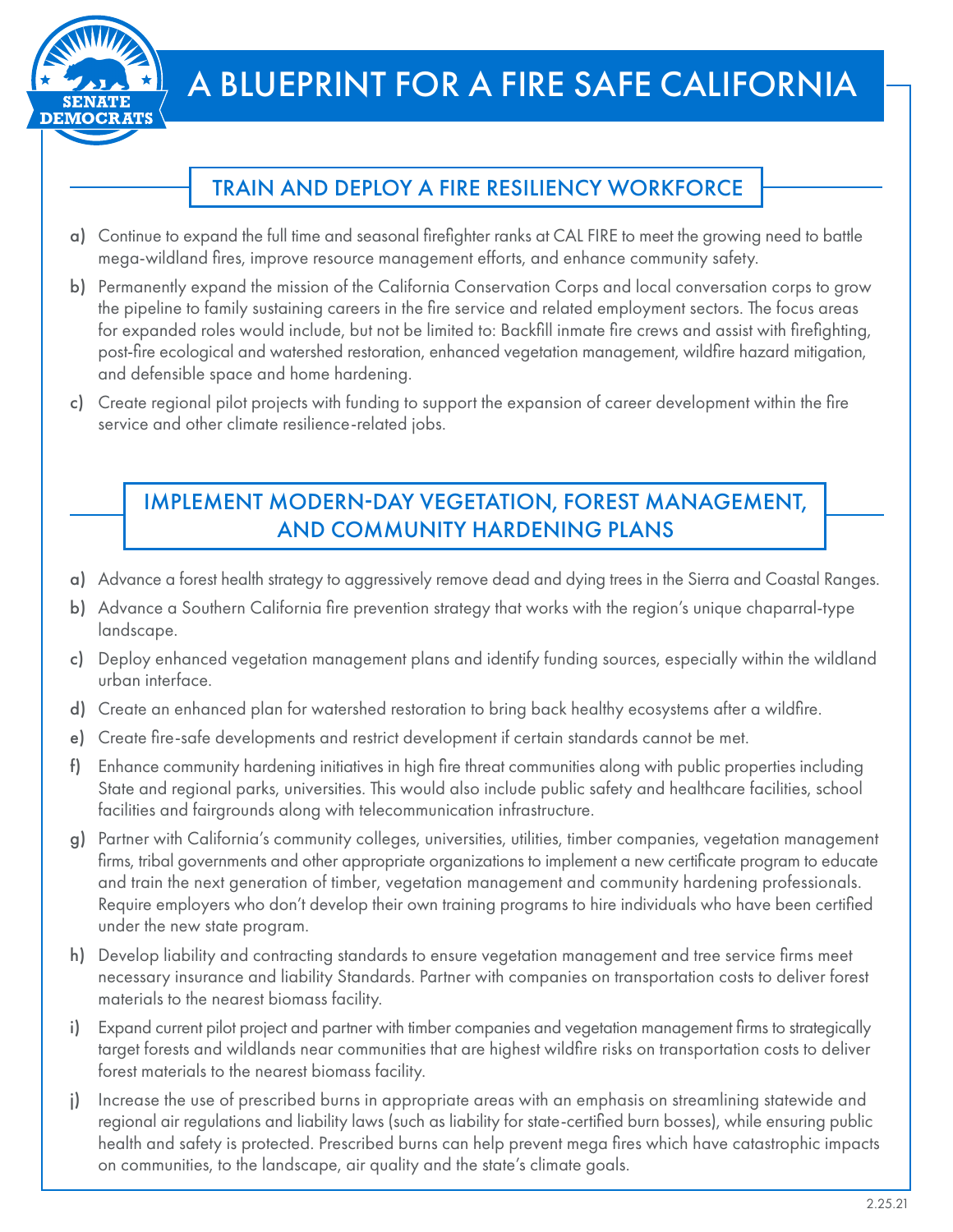# A BLUEPRINT FOR A FIRE SAFE CALIFORNIA

SENATE DEMOCRATS

## TRAIN AND DEPLOY A FIRE RESILIENCY WORKFORCE

a) Continue to expand the full time and seasonal firefighter ranks at CAL FIRE to meet the growing need to battle mega-wildland fires, improve resource management efforts, and enhance community safety.

b) Permanently expand the mission of the California Conservation Corps and local conversation corps to grow the pipeline to family sustaining careers in the fire service and related employment sectors. The focus areas for expanded roles would include, but not be limited to: Backfill inmate fire crews and assist with firefighting, post-fire ecological and watershed restoration, enhanced vegetation management, wildfire hazard mitigation, and defensible space and home hardening.

c) Create regional pilot projects with funding to support the expansion of career development within the fire service and other climate resilience-related jobs.

## IMPLEMENT MODERN-DAY VEGETATION, FOREST MANAGEMENT, AND COMMUNITY HARDENING PLANS

a) Advance a forest health strategy to aggressively remove dead and dying trees in the Sierra and Coastal Ranges.

b) Advance a Southern California fire prevention strategy that works with the region's unique chaparral-type landscape.

c) Deploy enhanced vegetation management plans and identify funding sources, especially within the wildland urban interface.

d) Create an enhanced plan for watershed restoration to bring back healthy ecosystems after a wildfire.

e) Create fire-safe developments and restrict development if certain standards cannot be met.

f) Enhance community hardening initiatives in high fire threat communities along with public properties including State and regional parks, universities. This would also include public safety and healthcare facilities, school facilities and fairgrounds along with telecommunication infrastructure.

g) Partner with California's community colleges, universities, utilities, timber companies, vegetation management firms, tribal governments and other appropriate organizations to implement a new certificate program to educate and train the next generation of timber, vegetation management and community hardening professionals. Require employers who don't develop their own training programs to hire individuals who have been certified under the new state program.

h) Develop liability and contracting standards to ensure vegetation management and tree service firms meet necessary insurance and liability Standards. Partner with companies on transportation costs to deliver forest materials to the nearest biomass facility.

i) Expand current pilot project and partner with timber companies and vegetation management firms to strategically target forests and wildlands near communities that are highest wildfire risks on transportation costs to deliver forest materials to the nearest biomass facility.

j) Increase the use of prescribed burns in appropriate areas with an emphasis on streamlining statewide and regional air regulations and liability laws (such as liability for state-certified burn bosses), while ensuring public health and safety is protected. Prescribed burns can help prevent mega fires which have catastrophic impacts on communities, to the landscape, air quality and the state's climate goals.

2.25.21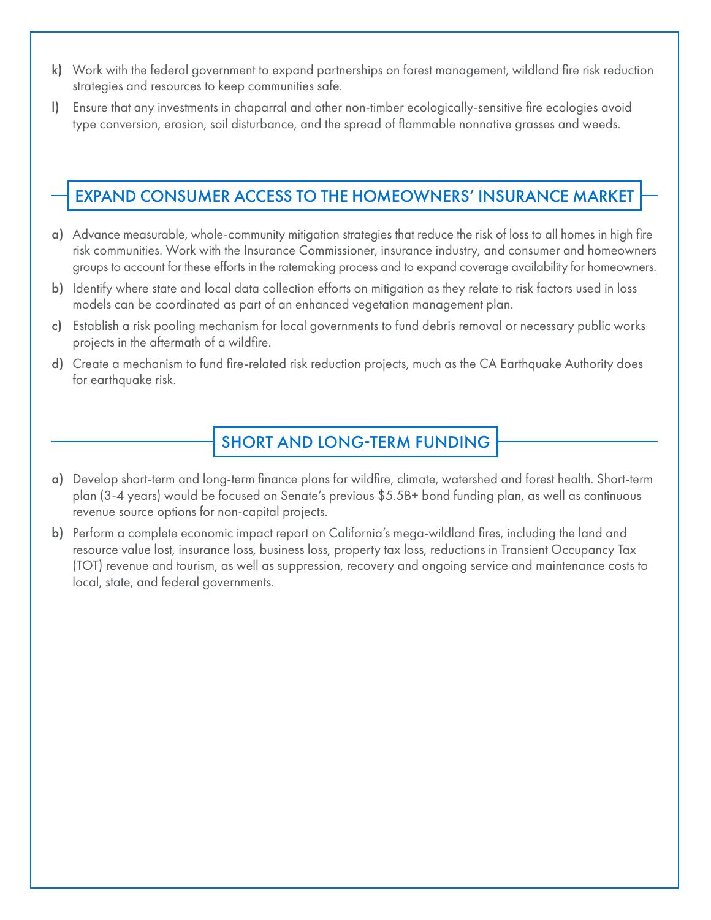k) Work with the federal government to expand partnerships on forest management, wildland fire risk reduction strategies and resources to keep communities safe.

l) Ensure that any investments in chaparral and other non-timber ecologically-sensitive fire ecologies avoid type conversion, erosion, soil disturbance, and the spread of flammable nonnative grasses and weeds.

## EXPAND CONSUMER ACCESS TO THE HOMEOWNERS' INSURANCE MARKET

a) Advance measurable, whole-community mitigation strategies that reduce the risk of loss to all homes in high fire risk communities. Work with the Insurance Commissioner, insurance industry, and consumer and homeowners groups to account for these efforts in the ratemaking process and to expand coverage availability for homeowners.

b) Identify where state and local data collection efforts on mitigation as they relate to risk factors used in loss models can be coordinated as part of an enhanced vegetation management plan.

c) Establish a risk pooling mechanism for local governments to fund debris removal or necessary public works projects in the aftermath of a wildfire.

d) Create a mechanism to fund fire-related risk reduction projects, much as the CA Earthquake Authority does for earthquake risk.

## SHORT AND LONG-TERM FUNDING

a) Develop short-term and long-term finance plans for wildfire, climate, watershed and forest health. Short-term plan (3-4 years) would be focused on Senate's previous $5.5B+ bond funding plan, as well as continuous revenue source options for non-capital projects.

b) Perform a complete economic impact report on California's mega-wildland fires, including the land and resource value lost, insurance loss, business loss, property tax loss, reductions in Transient Occupancy Tax (TOT) revenue and tourism, as well as suppression, recovery and ongoing service and maintenance costs to local, state, and federal governments.